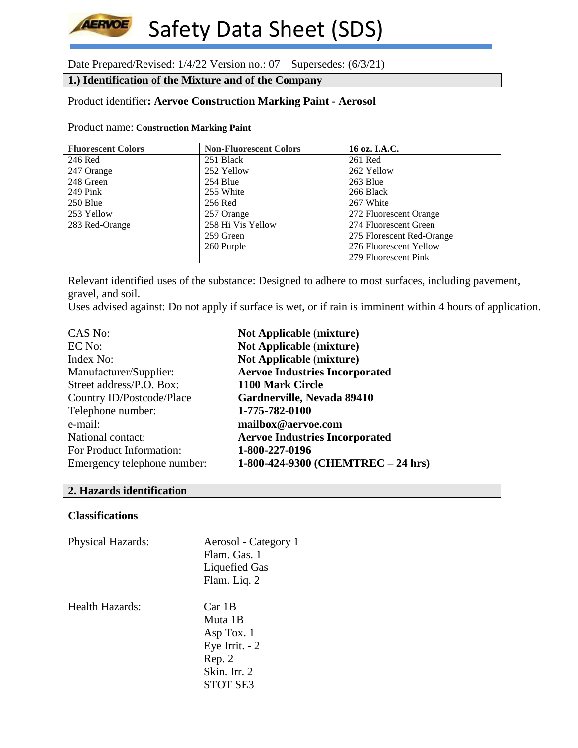# Safety Data Sheet (SDS)

Date Prepared/Revised: 1/4/22 Version no.: 07 Supersedes: (6/3/21)

## 1.) Identification of the Mixture and of the Company

Product identifier**: Aervoe Construction Marking Paint - Aerosol**

Product name: **Construction Marking Paint**

| Fluorescent Colors | Non-Fluorescent Colors | 16 oz. I.A.C. |
|---|---|---|
| 246 Red | 251 Black | 261 Red |
| 247 Orange | 252 Yellow | 262 Yellow |
| 248 Green | 254 Blue | 263 Blue |
| 249 Pink | 255 White | 266 Black |
| 250 Blue | 256 Red | 267 White |
| 253 Yellow | 257 Orange | 272 Fluorescent Orange |
| 283 Red-Orange | 258 Hi Vis Yellow | 274 Fluorescent Green |
| | 259 Green | 275 Florescent Red-Orange |
| | 260 Purple | 276 Fluorescent Yellow |
| | | 279 Fluorescent Pink |

Relevant identified uses of the substance: Designed to adhere to most surfaces, including pavement, gravel, and soil.
Uses advised against: Do not apply if surface is wet, or if rain is imminent within 4 hours of application.

| | |
|---|---|
| CAS No: | **Not Applicable (mixture)** |
| EC No: | **Not Applicable (mixture)** |
| Index No: | **Not Applicable (mixture)** |
| Manufacturer/Supplier: | **Aervoe Industries Incorporated** |
| Street address/P.O. Box: | **1100 Mark Circle** |
| Country ID/Postcode/Place | **Gardnerville, Nevada 89410** |
| Telephone number: | **1-775-782-0100** |
| e-mail: | **mailbox@aervoe.com** |
| National contact: | **Aervoe Industries Incorporated** |
| For Product Information: | **1-800-227-0196** |
| Emergency telephone number: | **1-800-424-9300 (CHEMTREC – 24 hrs)** |

## 2. Hazards identification

### Classifications

Physical Hazards:
- Aerosol - Category 1
- Flam. Gas. 1
- Liquefied Gas
- Flam. Liq. 2

Health Hazards:
- Car 1B
- Muta 1B
- Asp Tox. 1
- Eye Irrit. - 2
- Rep. 2
- Skin. Irr. 2
- STOT SE3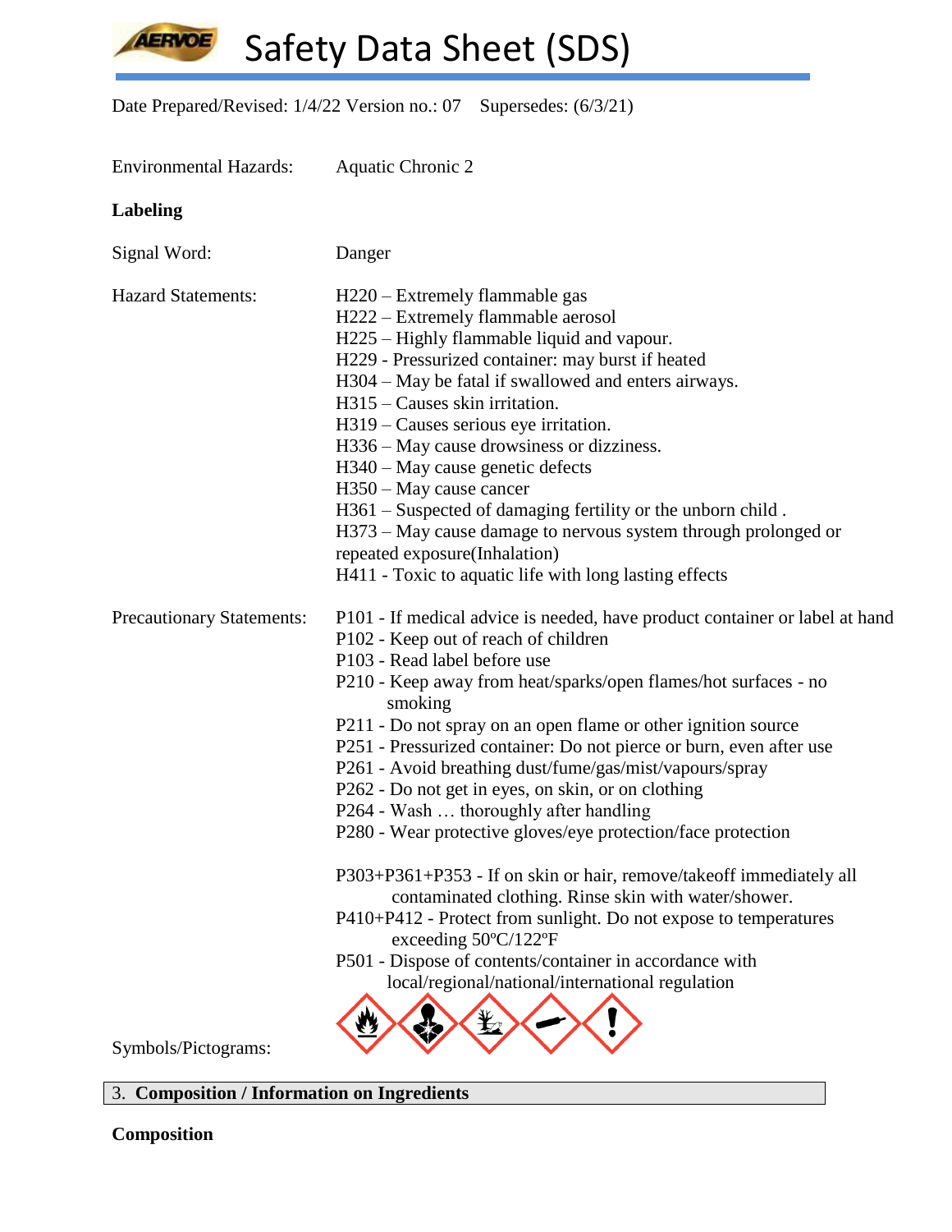Environmental Hazards: Aquatic Chronic 2

**Labeling**

Signal Word: Danger

Hazard Statements:

H220 – Extremely flammable gas
H222 – Extremely flammable aerosol
H225 – Highly flammable liquid and vapour.
H229 - Pressurized container: may burst if heated
H304 – May be fatal if swallowed and enters airways.
H315 – Causes skin irritation.
H319 – Causes serious eye irritation.
H336 – May cause drowsiness or dizziness.
H340 – May cause genetic defects
H350 – May cause cancer
H361 – Suspected of damaging fertility or the unborn child .
H373 – May cause damage to nervous system through prolonged or repeated exposure(Inhalation)
H411 - Toxic to aquatic life with long lasting effects

Precautionary Statements:

P101 - If medical advice is needed, have product container or label at hand
P102 - Keep out of reach of children
P103 - Read label before use
P210 - Keep away from heat/sparks/open flames/hot surfaces - no smoking
P211 - Do not spray on an open flame or other ignition source
P251 - Pressurized container: Do not pierce or burn, even after use
P261 - Avoid breathing dust/fume/gas/mist/vapours/spray
P262 - Do not get in eyes, on skin, or on clothing
P264 - Wash … thoroughly after handling
P280 - Wear protective gloves/eye protection/face protection

P303+P361+P353 - If on skin or hair, remove/takeoff immediately all contaminated clothing. Rinse skin with water/shower.
P410+P412 - Protect from sunlight. Do not expose to temperatures exceeding 50ºC/122ºF
P501 - Dispose of contents/container in accordance with local/regional/national/international regulation

Symbols/Pictograms:

## 3. Composition / Information on Ingredients

**Composition**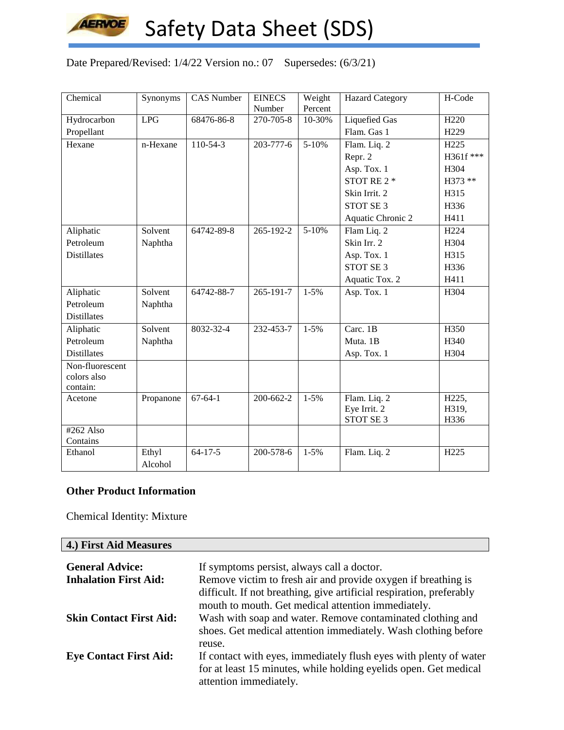# Safety Data Sheet (SDS)

Date Prepared/Revised: 1/4/22 Version no.: 07 Supersedes: (6/3/21)

| Chemical | Synonyms | CAS Number | EINECS Number | Weight Percent | Hazard Category | H-Code |
|---|---|---|---|---|---|---|
| Hydrocarbon Propellant | LPG | 68476-86-8 | 270-705-8 | 10-30% | Liquefied Gas<br>Flam. Gas 1 | H220<br>H229 |
| Hexane | n-Hexane | 110-54-3 | 203-777-6 | 5-10% | Flam. Liq. 2<br>Repr. 2<br>Asp. Tox. 1<br>STOT RE 2 *<br>Skin Irrit. 2<br>STOT SE 3<br>Aquatic Chronic 2 | H225<br>H361f ***<br>H304<br>H373 **<br>H315<br>H336<br>H411 |
| Aliphatic Petroleum Distillates | Solvent Naphtha | 64742-89-8 | 265-192-2 | 5-10% | Flam Liq. 2<br>Skin Irr. 2<br>Asp. Tox. 1<br>STOT SE 3<br>Aquatic Tox. 2 | H224<br>H304<br>H315<br>H336<br>H411 |
| Aliphatic Petroleum Distillates | Solvent Naphtha | 64742-88-7 | 265-191-7 | 1-5% | Asp. Tox. 1 | H304 |
| Aliphatic Petroleum Distillates | Solvent Naphtha | 8032-32-4 | 232-453-7 | 1-5% | Carc. 1B<br>Muta. 1B<br>Asp. Tox. 1 | H350<br>H340<br>H304 |
| Non-fluorescent colors also contain: | | | | | | |
| Acetone | Propanone | 67-64-1 | 200-662-2 | 1-5% | Flam. Liq. 2<br>Eye Irrit. 2<br>STOT SE 3 | H225,<br>H319,<br>H336 |
| #262 Also Contains | | | | | | |
| Ethanol | Ethyl Alcohol | 64-17-5 | 200-578-6 | 1-5% | Flam. Liq. 2 | H225 |

**Other Product Information**

Chemical Identity: Mixture

## 4.) First Aid Measures

**General Advice:** If symptoms persist, always call a doctor.

**Inhalation First Aid:** Remove victim to fresh air and provide oxygen if breathing is difficult. If not breathing, give artificial respiration, preferably mouth to mouth. Get medical attention immediately.

**Skin Contact First Aid:** Wash with soap and water. Remove contaminated clothing and shoes. Get medical attention immediately. Wash clothing before reuse.

**Eye Contact First Aid:** If contact with eyes, immediately flush eyes with plenty of water for at least 15 minutes, while holding eyelids open. Get medical attention immediately.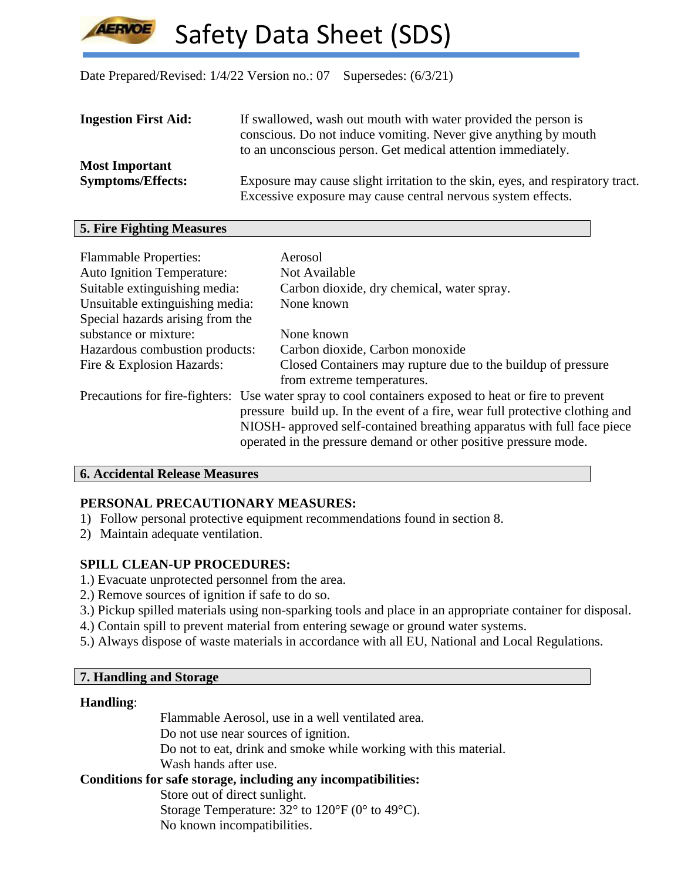**Ingestion First Aid:** If swallowed, wash out mouth with water provided the person is conscious. Do not induce vomiting. Never give anything by mouth to an unconscious person. Get medical attention immediately.

**Most Important Symptoms/Effects:** Exposure may cause slight irritation to the skin, eyes, and respiratory tract. Excessive exposure may cause central nervous system effects.

## 5. Fire Fighting Measures

| | |
|---|---|
| Flammable Properties: | Aerosol |
| Auto Ignition Temperature: | Not Available |
| Suitable extinguishing media: | Carbon dioxide, dry chemical, water spray. |
| Unsuitable extinguishing media: | None known |
| Special hazards arising from the substance or mixture: | None known |
| Hazardous combustion products: | Carbon dioxide, Carbon monoxide |
| Fire & Explosion Hazards: | Closed Containers may rupture due to the buildup of pressure from extreme temperatures. |

Precautions for fire-fighters: Use water spray to cool containers exposed to heat or fire to prevent pressure build up. In the event of a fire, wear full protective clothing and NIOSH- approved self-contained breathing apparatus with full face piece operated in the pressure demand or other positive pressure mode.

## 6. Accidental Release Measures

**PERSONAL PRECAUTIONARY MEASURES:**

1) Follow personal protective equipment recommendations found in section 8.
2) Maintain adequate ventilation.

**SPILL CLEAN-UP PROCEDURES:**

1.) Evacuate unprotected personnel from the area.
2.) Remove sources of ignition if safe to do so.
3.) Pickup spilled materials using non-sparking tools and place in an appropriate container for disposal.
4.) Contain spill to prevent material from entering sewage or ground water systems.
5.) Always dispose of waste materials in accordance with all EU, National and Local Regulations.

## 7. Handling and Storage

**Handling**:

Flammable Aerosol, use in a well ventilated area.
Do not use near sources of ignition.
Do not to eat, drink and smoke while working with this material.
Wash hands after use.

**Conditions for safe storage, including any incompatibilities:**

Store out of direct sunlight.
Storage Temperature: 32° to 120°F (0° to 49°C).
No known incompatibilities.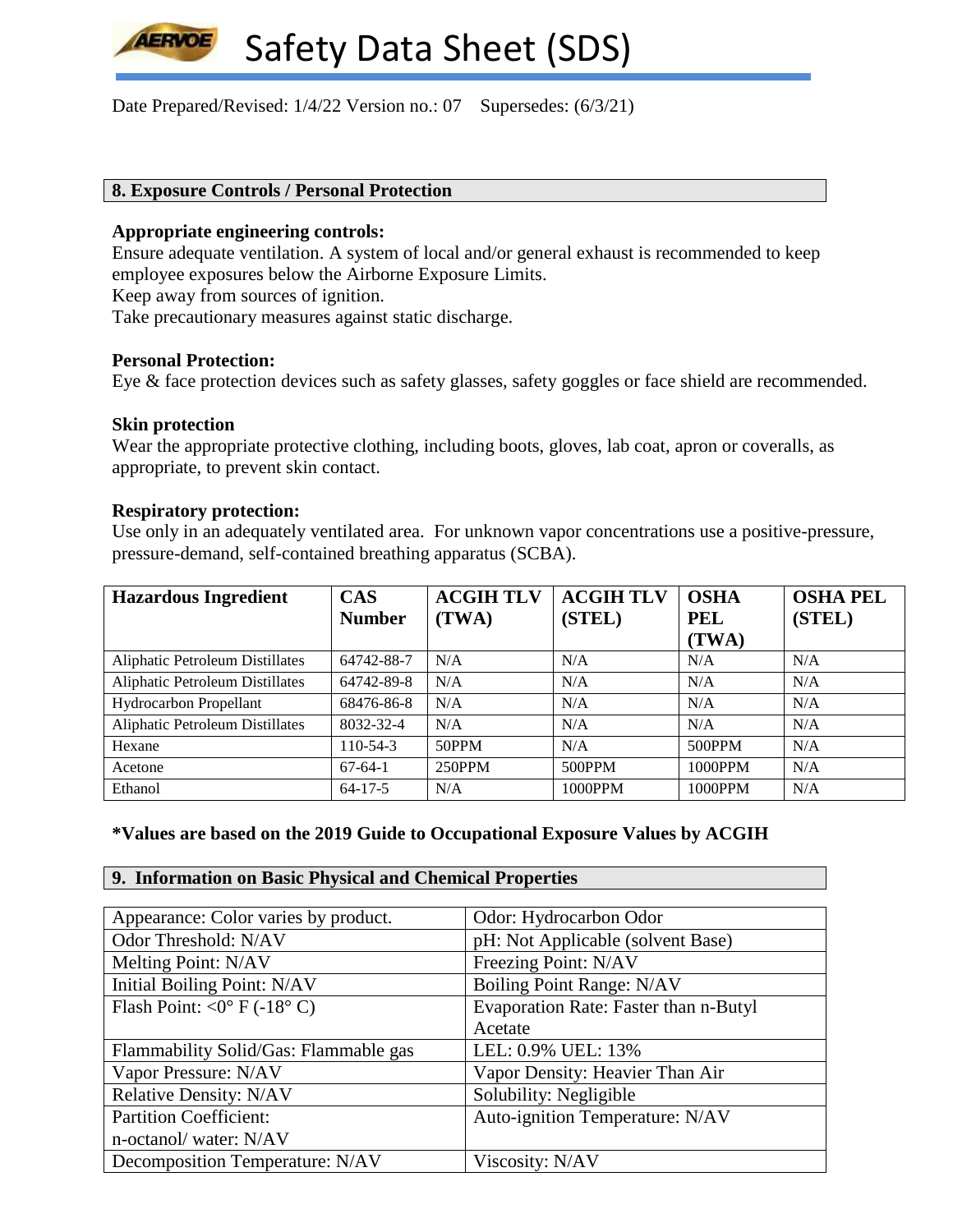Date Prepared/Revised: 1/4/22 Version no.: 07 Supersedes: (6/3/21)

## 8. Exposure Controls / Personal Protection

**Appropriate engineering controls:**
Ensure adequate ventilation. A system of local and/or general exhaust is recommended to keep employee exposures below the Airborne Exposure Limits.
Keep away from sources of ignition.
Take precautionary measures against static discharge.

**Personal Protection:**
Eye & face protection devices such as safety glasses, safety goggles or face shield are recommended.

**Skin protection**
Wear the appropriate protective clothing, including boots, gloves, lab coat, apron or coveralls, as appropriate, to prevent skin contact.

**Respiratory protection:**
Use only in an adequately ventilated area. For unknown vapor concentrations use a positive-pressure, pressure-demand, self-contained breathing apparatus (SCBA).

| Hazardous Ingredient | CAS Number | ACGIH TLV (TWA) | ACGIH TLV (STEL) | OSHA PEL (TWA) | OSHA PEL (STEL) |
|---|---|---|---|---|---|
| Aliphatic Petroleum Distillates | 64742-88-7 | N/A | N/A | N/A | N/A |
| Aliphatic Petroleum Distillates | 64742-89-8 | N/A | N/A | N/A | N/A |
| Hydrocarbon Propellant | 68476-86-8 | N/A | N/A | N/A | N/A |
| Aliphatic Petroleum Distillates | 8032-32-4 | N/A | N/A | N/A | N/A |
| Hexane | 110-54-3 | 50PPM | N/A | 500PPM | N/A |
| Acetone | 67-64-1 | 250PPM | 500PPM | 1000PPM | N/A |
| Ethanol | 64-17-5 | N/A | 1000PPM | 1000PPM | N/A |

**\*Values are based on the 2019 Guide to Occupational Exposure Values by ACGIH**

## 9. Information on Basic Physical and Chemical Properties

| | |
|---|---|
| Appearance: Color varies by product. | Odor: Hydrocarbon Odor |
| Odor Threshold: N/AV | pH: Not Applicable (solvent Base) |
| Melting Point: N/AV | Freezing Point: N/AV |
| Initial Boiling Point: N/AV | Boiling Point Range: N/AV |
| Flash Point: <0° F (-18° C) | Evaporation Rate: Faster than n-Butyl Acetate |
| Flammability Solid/Gas: Flammable gas | LEL: 0.9% UEL: 13% |
| Vapor Pressure: N/AV | Vapor Density: Heavier Than Air |
| Relative Density: N/AV | Solubility: Negligible |
| Partition Coefficient: n-octanol/ water: N/AV | Auto-ignition Temperature: N/AV |
| Decomposition Temperature: N/AV | Viscosity: N/AV |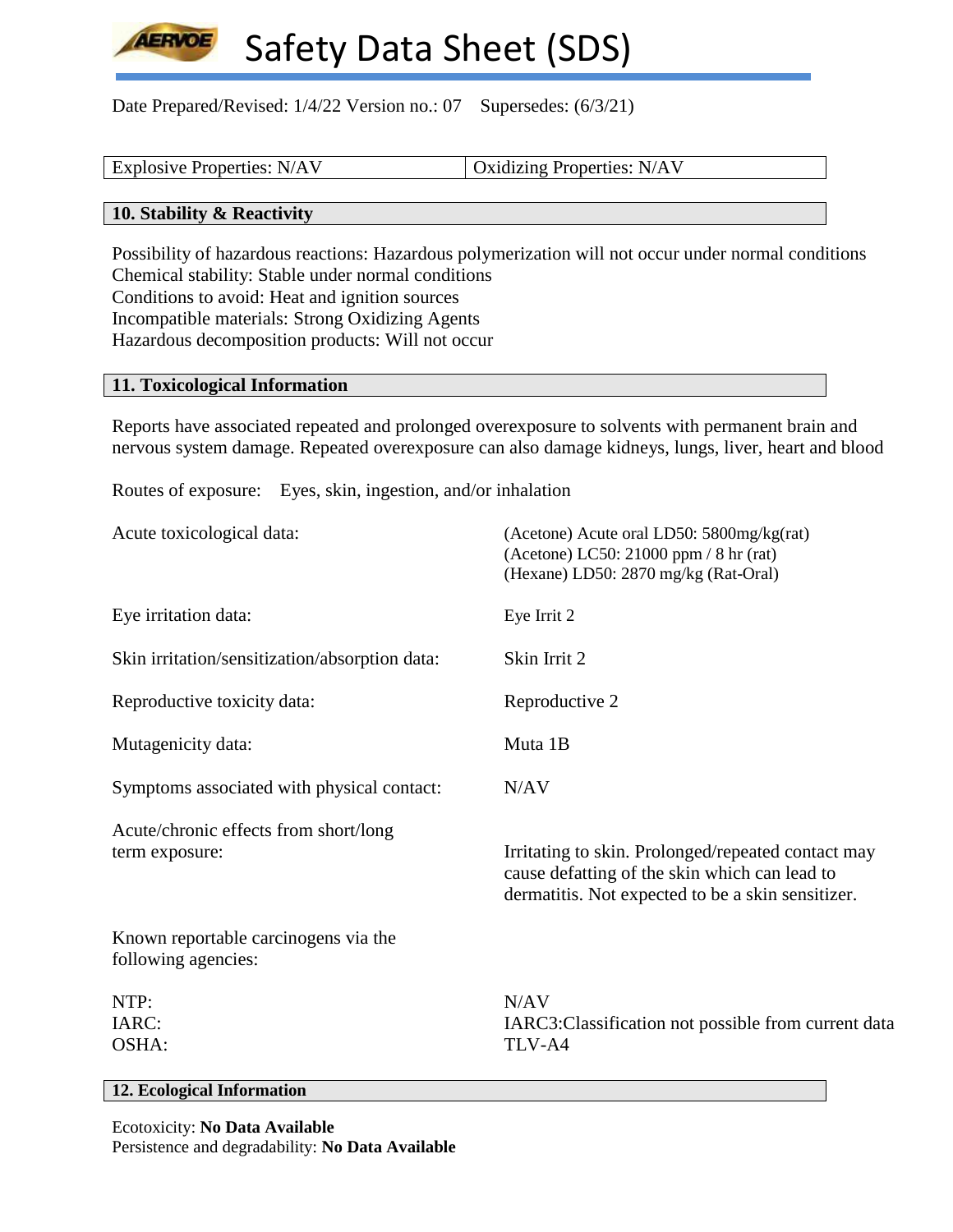# Safety Data Sheet (SDS)

Date Prepared/Revised: 1/4/22 Version no.: 07 Supersedes: (6/3/21)

| Explosive Properties: N/AV | Oxidizing Properties: N/AV |
|---|---|

## 10. Stability & Reactivity

Possibility of hazardous reactions: Hazardous polymerization will not occur under normal conditions
Chemical stability: Stable under normal conditions
Conditions to avoid: Heat and ignition sources
Incompatible materials: Strong Oxidizing Agents
Hazardous decomposition products: Will not occur

## 11. Toxicological Information

Reports have associated repeated and prolonged overexposure to solvents with permanent brain and nervous system damage. Repeated overexposure can also damage kidneys, lungs, liver, heart and blood

Routes of exposure: Eyes, skin, ingestion, and/or inhalation

| | |
|---|---|
| Acute toxicological data: | (Acetone) Acute oral LD50: 5800mg/kg(rat)<br>(Acetone) LC50: 21000 ppm / 8 hr (rat)<br>(Hexane) LD50: 2870 mg/kg (Rat-Oral) |
| Eye irritation data: | Eye Irrit 2 |
| Skin irritation/sensitization/absorption data: | Skin Irrit 2 |
| Reproductive toxicity data: | Reproductive 2 |
| Mutagenicity data: | Muta 1B |
| Symptoms associated with physical contact: | N/AV |
| Acute/chronic effects from short/long term exposure: | Irritating to skin. Prolonged/repeated contact may cause defatting of the skin which can lead to dermatitis. Not expected to be a skin sensitizer. |
| Known reportable carcinogens via the following agencies: | |
| NTP: | N/AV |
| IARC: | IARC3:Classification not possible from current data |
| OSHA: | TLV-A4 |

## 12. Ecological Information

Ecotoxicity: **No Data Available**
Persistence and degradability: **No Data Available**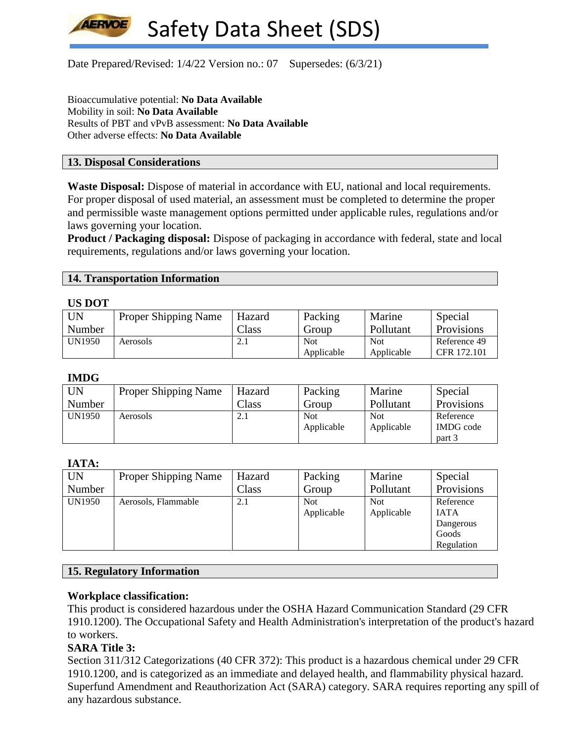Date Prepared/Revised: 1/4/22 Version no.: 07 Supersedes: (6/3/21)

Bioaccumulative potential: **No Data Available**
Mobility in soil: **No Data Available**
Results of PBT and vPvB assessment: **No Data Available**
Other adverse effects: **No Data Available**

## 13. Disposal Considerations

**Waste Disposal:** Dispose of material in accordance with EU, national and local requirements. For proper disposal of used material, an assessment must be completed to determine the proper and permissible waste management options permitted under applicable rules, regulations and/or laws governing your location.
**Product / Packaging disposal:** Dispose of packaging in accordance with federal, state and local requirements, regulations and/or laws governing your location.

## 14. Transportation Information

**US DOT**

| UN Number | Proper Shipping Name | Hazard Class | Packing Group | Marine Pollutant | Special Provisions |
|---|---|---|---|---|---|
| UN1950 | Aerosols | 2.1 | Not Applicable | Not Applicable | Reference 49 CFR 172.101 |

**IMDG**

| UN Number | Proper Shipping Name | Hazard Class | Packing Group | Marine Pollutant | Special Provisions |
|---|---|---|---|---|---|
| UN1950 | Aerosols | 2.1 | Not Applicable | Not Applicable | Reference IMDG code part 3 |

**IATA:**

| UN Number | Proper Shipping Name | Hazard Class | Packing Group | Marine Pollutant | Special Provisions |
|---|---|---|---|---|---|
| UN1950 | Aerosols, Flammable | 2.1 | Not Applicable | Not Applicable | Reference IATA Dangerous Goods Regulation |

## 15. Regulatory Information

**Workplace classification:**
This product is considered hazardous under the OSHA Hazard Communication Standard (29 CFR 1910.1200). The Occupational Safety and Health Administration's interpretation of the product's hazard to workers.
**SARA Title 3:**
Section 311/312 Categorizations (40 CFR 372): This product is a hazardous chemical under 29 CFR 1910.1200, and is categorized as an immediate and delayed health, and flammability physical hazard. Superfund Amendment and Reauthorization Act (SARA) category. SARA requires reporting any spill of any hazardous substance.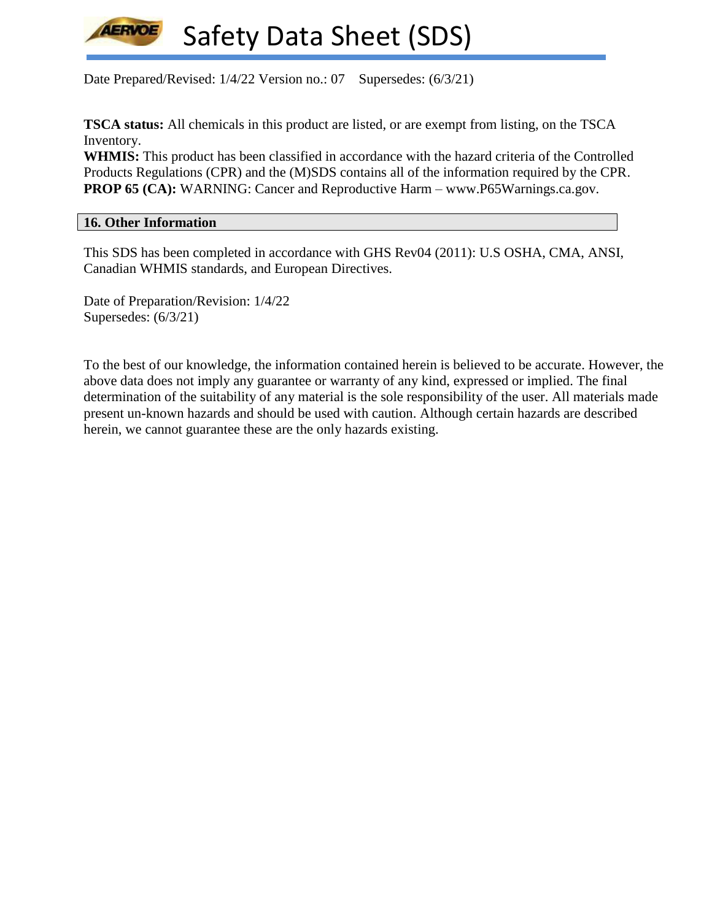TSCA status: All chemicals in this product are listed, or are exempt from listing, on the TSCA Inventory.
**WHMIS:** This product has been classified in accordance with the hazard criteria of the Controlled Products Regulations (CPR) and the (M)SDS contains all of the information required by the CPR.
**PROP 65 (CA):** WARNING: Cancer and Reproductive Harm – www.P65Warnings.ca.gov.

## 16. Other Information

This SDS has been completed in accordance with GHS Rev04 (2011): U.S OSHA, CMA, ANSI, Canadian WHMIS standards, and European Directives.

Date of Preparation/Revision: 1/4/22
Supersedes: (6/3/21)

To the best of our knowledge, the information contained herein is believed to be accurate. However, the above data does not imply any guarantee or warranty of any kind, expressed or implied. The final determination of the suitability of any material is the sole responsibility of the user. All materials made present un-known hazards and should be used with caution. Although certain hazards are described herein, we cannot guarantee these are the only hazards existing.